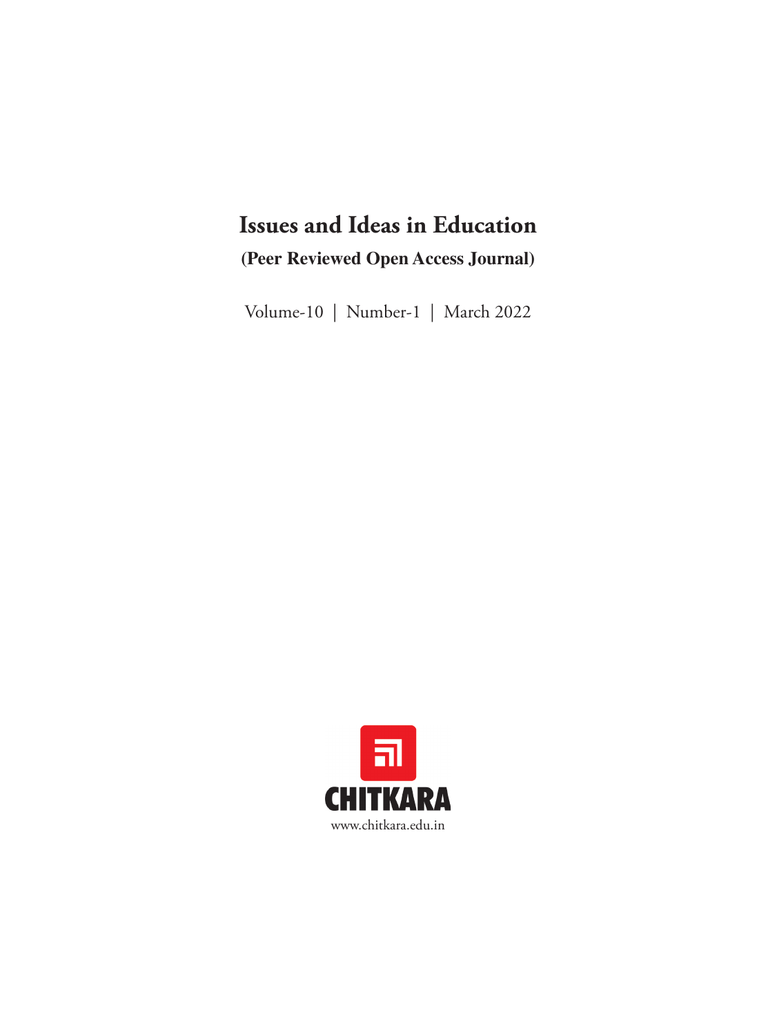# Issues and Ideas in Education

**(Peer Reviewed Open Access Journal)**

Volume-10 | Number-1 | March 2022

CHITKARA

www.chitkara.edu.in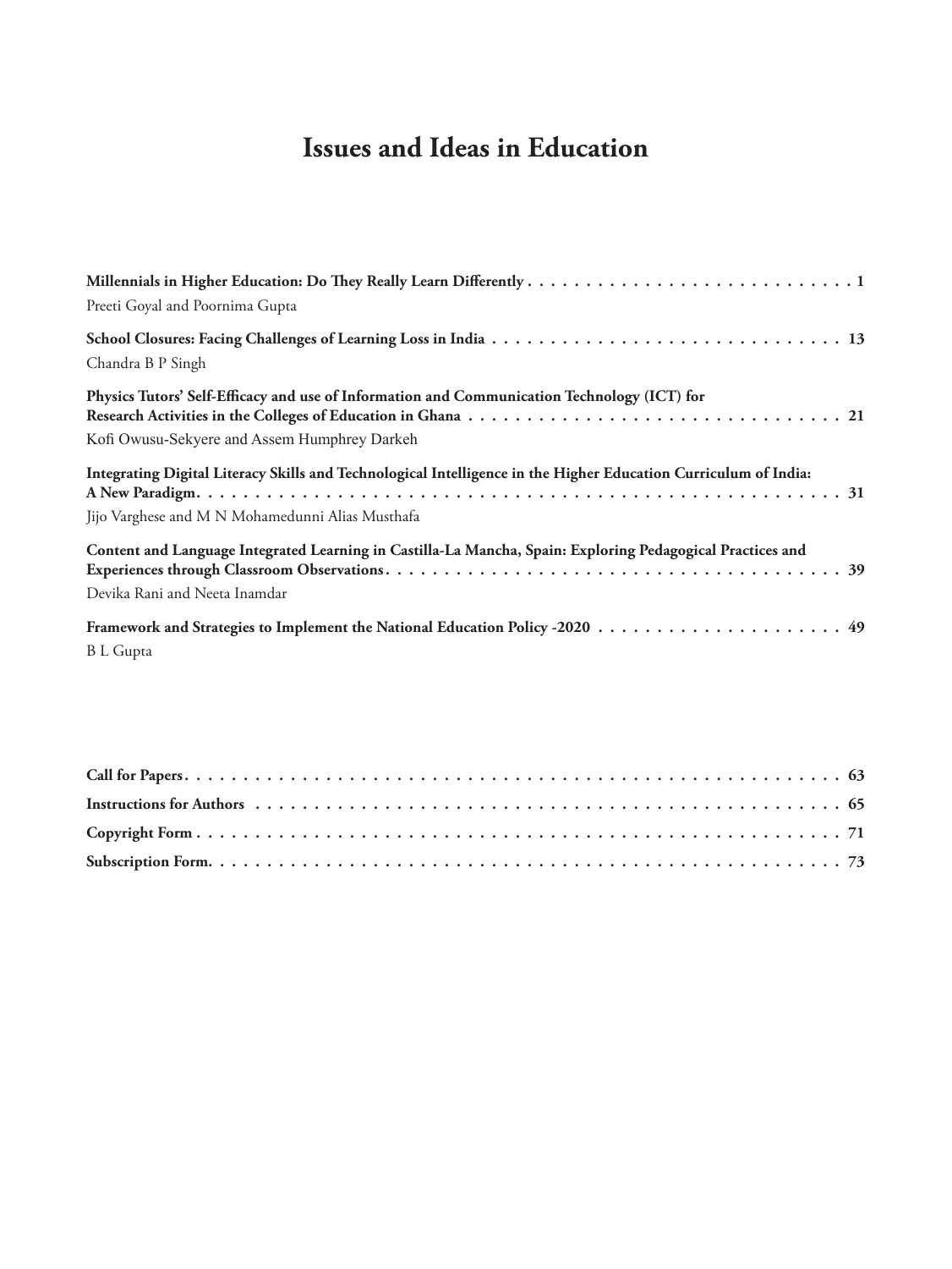# Issues and Ideas in Education

**Millennials in Higher Education: Do They Really Learn Differently . . . . . . . . . . . . . . . . . . . . . . . . . . . 1**
Preeti Goyal and Poornima Gupta

**School Closures: Facing Challenges of Learning Loss in India . . . . . . . . . . . . . . . . . . . . . . . . . . . . . 13**
Chandra B P Singh

**Physics Tutors' Self-Efficacy and use of Information and Communication Technology (ICT) for Research Activities in the Colleges of Education in Ghana . . . . . . . . . . . . . . . . . . . . . . . . . . . . . . . 21**
Kofi Owusu-Sekyere and Assem Humphrey Darkeh

**Integrating Digital Literacy Skills and Technological Intelligence in the Higher Education Curriculum of India: A New Paradigm. . . . . . . . . . . . . . . . . . . . . . . . . . . . . . . . . . . . . . . . . . . . . . . . . . . . . . . . . 31**
Jijo Varghese and M N Mohamedunni Alias Musthafa

**Content and Language Integrated Learning in Castilla-La Mancha, Spain: Exploring Pedagogical Practices and Experiences through Classroom Observations. . . . . . . . . . . . . . . . . . . . . . . . . . . . . . . . . . . . . . . 39**
Devika Rani and Neeta Inamdar

**Framework and Strategies to Implement the National Education Policy -2020 . . . . . . . . . . . . . . . . . . . . 49**
B L Gupta

**Call for Papers. . . . . . . . . . . . . . . . . . . . . . . . . . . . . . . . . . . . . . . . . . . . . . . . . . . . . . . . . . . . 63**

**Instructions for Authors . . . . . . . . . . . . . . . . . . . . . . . . . . . . . . . . . . . . . . . . . . . . . . . . . . . . . 65**

**Copyright Form . . . . . . . . . . . . . . . . . . . . . . . . . . . . . . . . . . . . . . . . . . . . . . . . . . . . . . . . . . . 71**

**Subscription Form. . . . . . . . . . . . . . . . . . . . . . . . . . . . . . . . . . . . . . . . . . . . . . . . . . . . . . . . . . 73**